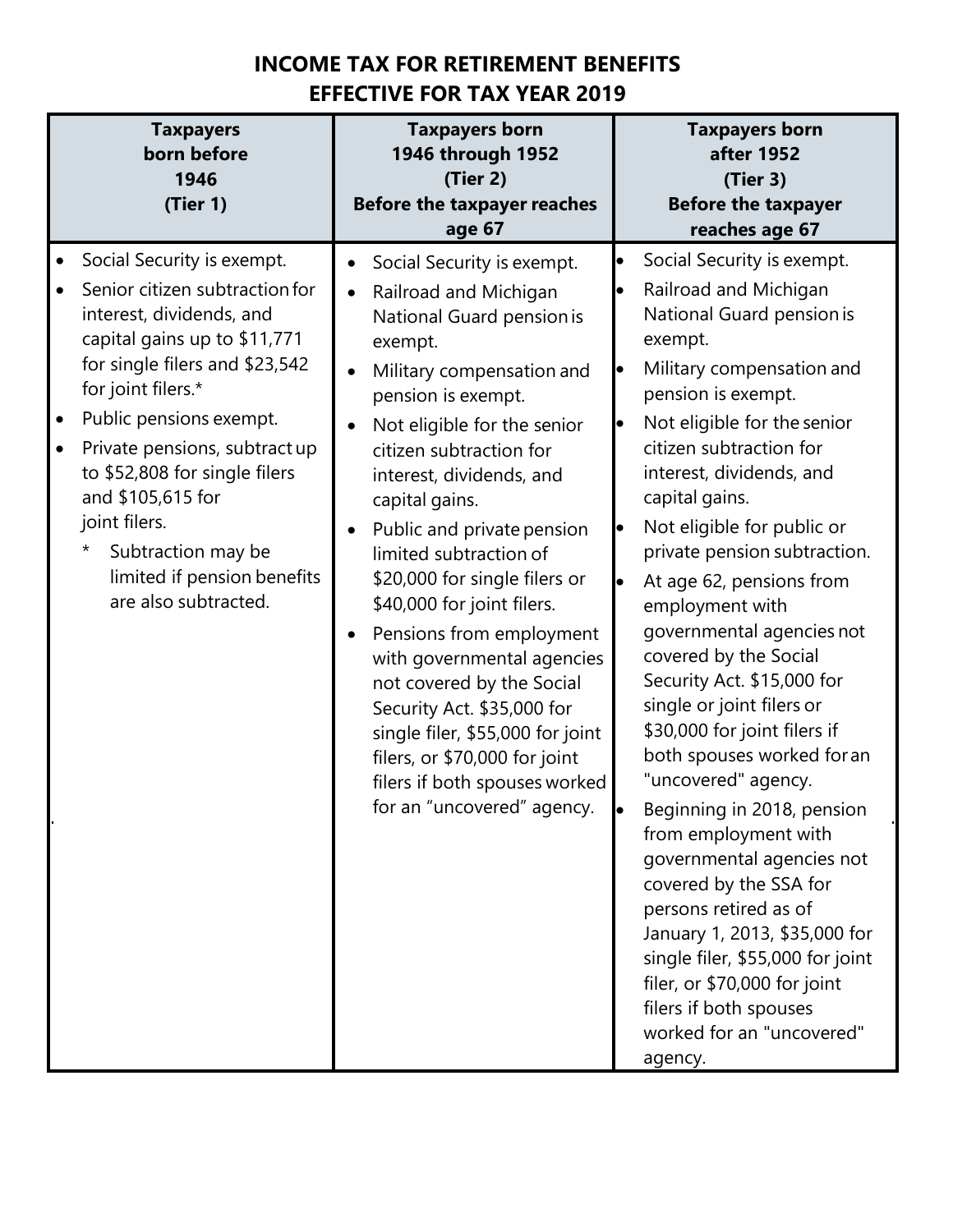# INCOME TAX FOR RETIREMENT BENEFITS EFFECTIVE FOR TAX YEAR 2019

| **Taxpayers born before 1946 (Tier 1)** | **Taxpayers born 1946 through 1952 (Tier 2) Before the taxpayer reaches age 67** | **Taxpayers born after 1952 (Tier 3) Before the taxpayer reaches age 67** |
|---|---|---|
| • Social Security is exempt.<br>• Senior citizen subtraction for interest, dividends, and capital gains up to $11,771 for single filers and $23,542 for joint filers.*<br>• Public pensions exempt.<br>• Private pensions, subtract up to $52,808 for single filers and $105,615 for joint filers.<br>* Subtraction may be limited if pension benefits are also subtracted. | • Social Security is exempt.<br>• Railroad and Michigan National Guard pension is exempt.<br>• Military compensation and pension is exempt.<br>• Not eligible for the senior citizen subtraction for interest, dividends, and capital gains.<br>• Public and private pension limited subtraction of $20,000 for single filers or $40,000 for joint filers.<br>• Pensions from employment with governmental agencies not covered by the Social Security Act. $35,000 for single filer, $55,000 for joint filers, or $70,000 for joint filers if both spouses worked for an "uncovered" agency. | • Social Security is exempt.<br>• Railroad and Michigan National Guard pension is exempt.<br>• Military compensation and pension is exempt.<br>• Not eligible for the senior citizen subtraction for interest, dividends, and capital gains.<br>• Not eligible for public or private pension subtraction.<br>• At age 62, pensions from employment with governmental agencies not covered by the Social Security Act. $15,000 for single or joint filers or $30,000 for joint filers if both spouses worked for an "uncovered" agency.<br>• Beginning in 2018, pension from employment with governmental agencies not covered by the SSA for persons retired as of January 1, 2013, $35,000 for single filer, $55,000 for joint filer, or $70,000 for joint filers if both spouses worked for an "uncovered" agency. |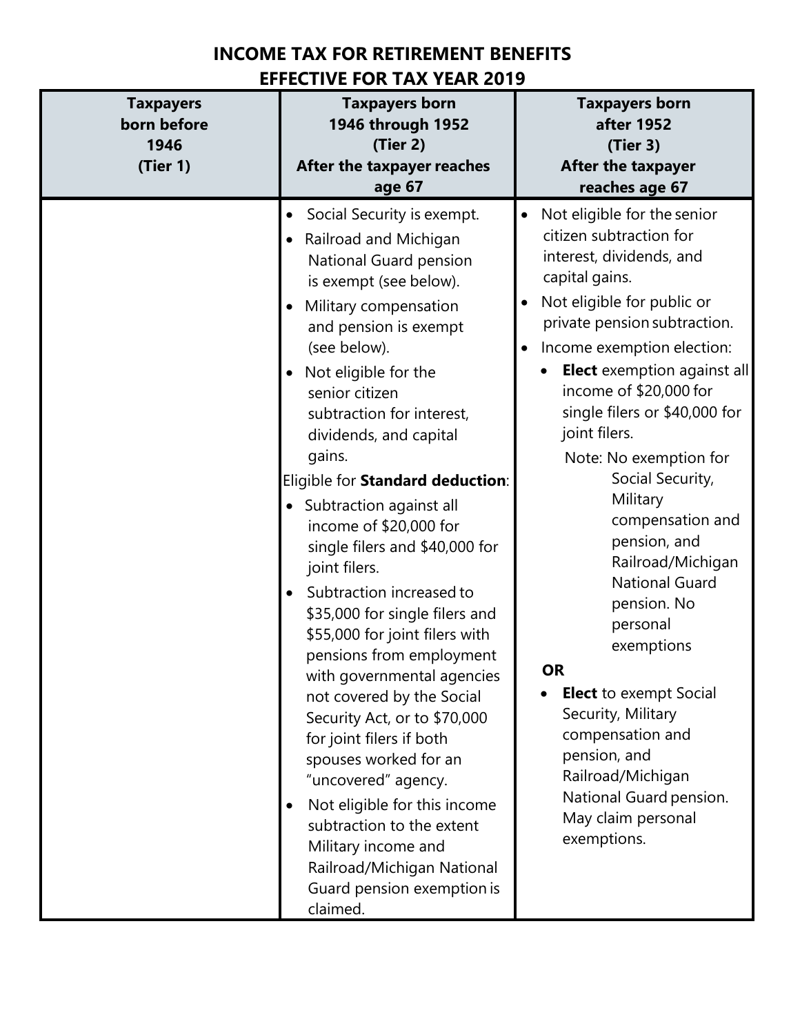# INCOME TAX FOR RETIREMENT BENEFITS EFFECTIVE FOR TAX YEAR 2019

| **Taxpayers born before 1946 (Tier 1)** | **Taxpayers born 1946 through 1952 (Tier 2) After the taxpayer reaches age 67** | **Taxpayers born after 1952 (Tier 3) After the taxpayer reaches age 67** |
|---|---|---|
| | • Social Security is exempt.<br>• Railroad and Michigan National Guard pension is exempt (see below).<br>• Military compensation and pension is exempt (see below).<br>• Not eligible for the senior citizen subtraction for interest, dividends, and capital gains.<br>Eligible for **Standard deduction**:<br>• Subtraction against all income of $20,000 for single filers and $40,000 for joint filers.<br>• Subtraction increased to $35,000 for single filers and $55,000 for joint filers with pensions from employment with governmental agencies not covered by the Social Security Act, or to $70,000 for joint filers if both spouses worked for an "uncovered" agency.<br>• Not eligible for this income subtraction to the extent Military income and Railroad/Michigan National Guard pension exemption is claimed. | • Not eligible for the senior citizen subtraction for interest, dividends, and capital gains.<br>• Not eligible for public or private pension subtraction.<br>• Income exemption election:<br>  • **Elect** exemption against all income of $20,000 for single filers or $40,000 for joint filers.<br>  Note: No exemption for Social Security, Military compensation and pension, and Railroad/Michigan National Guard pension. No personal exemptions<br>**OR**<br>  • **Elect** to exempt Social Security, Military compensation and pension, and Railroad/Michigan National Guard pension. May claim personal exemptions. |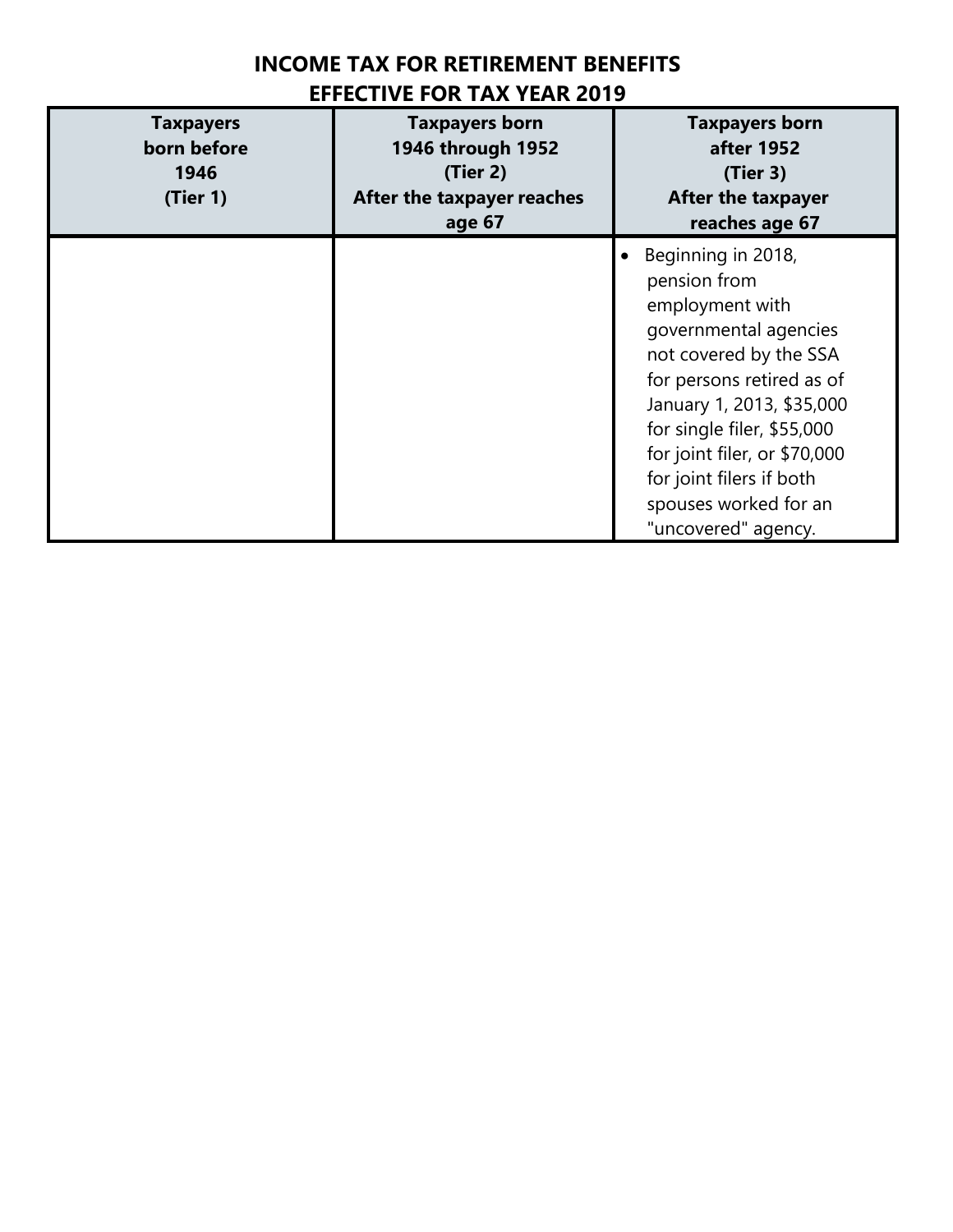## INCOME TAX FOR RETIREMENT BENEFITS
## EFFECTIVE FOR TAX YEAR 2019

| Taxpayers born before 1946 (Tier 1) | Taxpayers born 1946 through 1952 (Tier 2) After the taxpayer reaches age 67 | Taxpayers born after 1952 (Tier 3) After the taxpayer reaches age 67 |
|---|---|---|
| | | • Beginning in 2018, pension from employment with governmental agencies not covered by the SSA for persons retired as of January 1, 2013, $35,000 for single filer, $55,000 for joint filer, or $70,000 for joint filers if both spouses worked for an "uncovered" agency. |